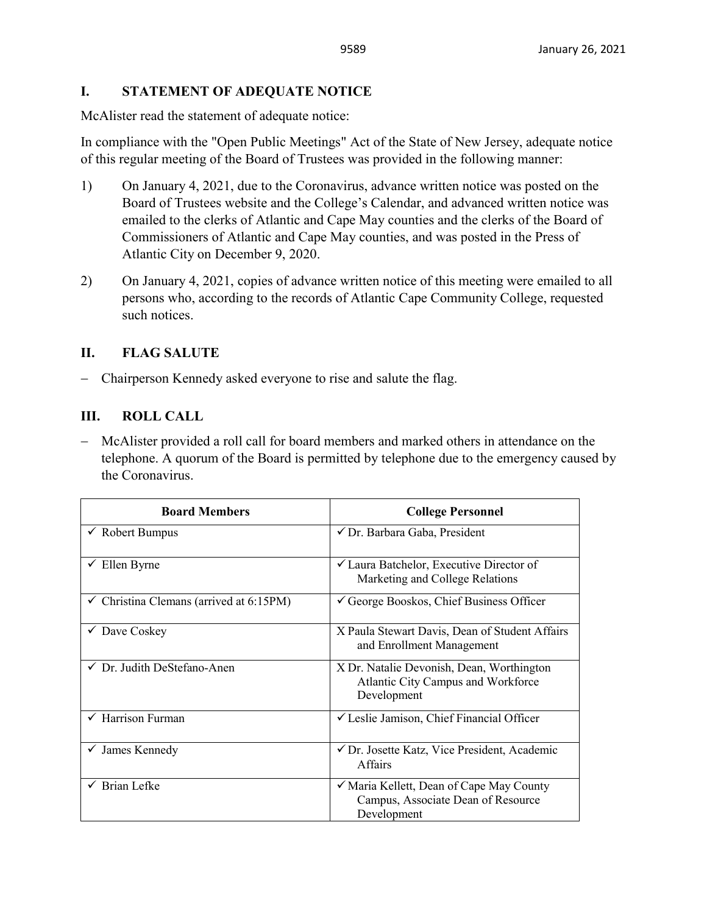## I. STATEMENT OF ADEQUATE NOTICE

McAlister read the statement of adequate notice:

In compliance with the "Open Public Meetings" Act of the State of New Jersey, adequate notice of this regular meeting of the Board of Trustees was provided in the following manner:

1) On January 4, 2021, due to the Coronavirus, advance written notice was posted on the Board of Trustees website and the College's Calendar, and advanced written notice was emailed to the clerks of Atlantic and Cape May counties and the clerks of the Board of Commissioners of Atlantic and Cape May counties, and was posted in the Press of Atlantic City on December 9, 2020.

2) On January 4, 2021, copies of advance written notice of this meeting were emailed to all persons who, according to the records of Atlantic Cape Community College, requested such notices.

## II. FLAG SALUTE

- Chairperson Kennedy asked everyone to rise and salute the flag.

## III. ROLL CALL

- McAlister provided a roll call for board members and marked others in attendance on the telephone. A quorum of the Board is permitted by telephone due to the emergency caused by the Coronavirus.

| Board Members | College Personnel |
|---|---|
| ✓ Robert Bumpus | ✓ Dr. Barbara Gaba, President |
| ✓ Ellen Byrne | ✓ Laura Batchelor, Executive Director of Marketing and College Relations |
| ✓ Christina Clemans (arrived at 6:15PM) | ✓ George Booskos, Chief Business Officer |
| ✓ Dave Coskey | X Paula Stewart Davis, Dean of Student Affairs and Enrollment Management |
| ✓ Dr. Judith DeStefano-Anen | X Dr. Natalie Devonish, Dean, Worthington Atlantic City Campus and Workforce Development |
| ✓ Harrison Furman | ✓ Leslie Jamison, Chief Financial Officer |
| ✓ James Kennedy | ✓ Dr. Josette Katz, Vice President, Academic Affairs |
| ✓ Brian Lefke | ✓ Maria Kellett, Dean of Cape May County Campus, Associate Dean of Resource Development |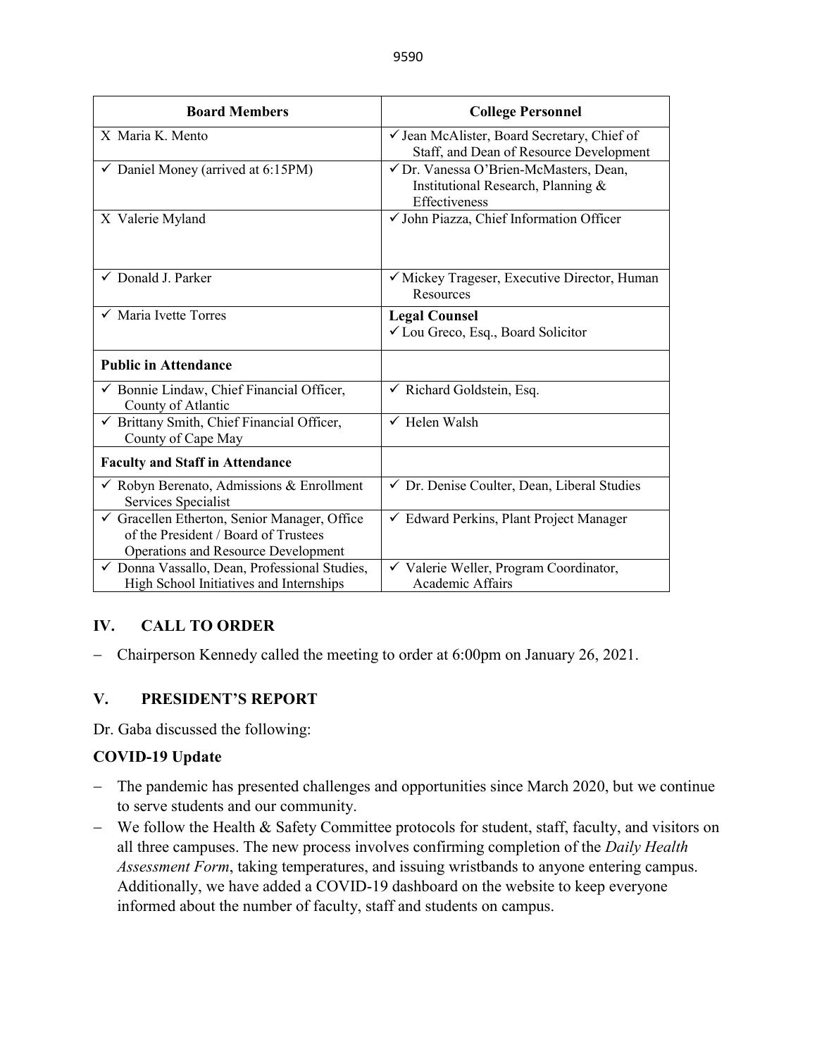| Board Members | College Personnel |
|---|---|
| X Maria K. Mento | ✓ Jean McAlister, Board Secretary, Chief of Staff, and Dean of Resource Development |
| ✓ Daniel Money (arrived at 6:15PM) | ✓ Dr. Vanessa O'Brien-McMasters, Dean, Institutional Research, Planning & Effectiveness |
| X Valerie Myland | ✓ John Piazza, Chief Information Officer |
| ✓ Donald J. Parker | ✓ Mickey Trageser, Executive Director, Human Resources |
| ✓ Maria Ivette Torres | **Legal Counsel** ✓ Lou Greco, Esq., Board Solicitor |
| **Public in Attendance** | |
| ✓ Bonnie Lindaw, Chief Financial Officer, County of Atlantic | ✓ Richard Goldstein, Esq. |
| ✓ Brittany Smith, Chief Financial Officer, County of Cape May | ✓ Helen Walsh |
| **Faculty and Staff in Attendance** | |
| ✓ Robyn Berenato, Admissions & Enrollment Services Specialist | ✓ Dr. Denise Coulter, Dean, Liberal Studies |
| ✓ Gracellen Etherton, Senior Manager, Office of the President / Board of Trustees Operations and Resource Development | ✓ Edward Perkins, Plant Project Manager |
| ✓ Donna Vassallo, Dean, Professional Studies, High School Initiatives and Internships | ✓ Valerie Weller, Program Coordinator, Academic Affairs |

## IV. CALL TO ORDER

- Chairperson Kennedy called the meeting to order at 6:00pm on January 26, 2021.

## V. PRESIDENT'S REPORT

Dr. Gaba discussed the following:

**COVID-19 Update**

- The pandemic has presented challenges and opportunities since March 2020, but we continue to serve students and our community.
- We follow the Health & Safety Committee protocols for student, staff, faculty, and visitors on all three campuses. The new process involves confirming completion of the *Daily Health Assessment Form*, taking temperatures, and issuing wristbands to anyone entering campus. Additionally, we have added a COVID-19 dashboard on the website to keep everyone informed about the number of faculty, staff and students on campus.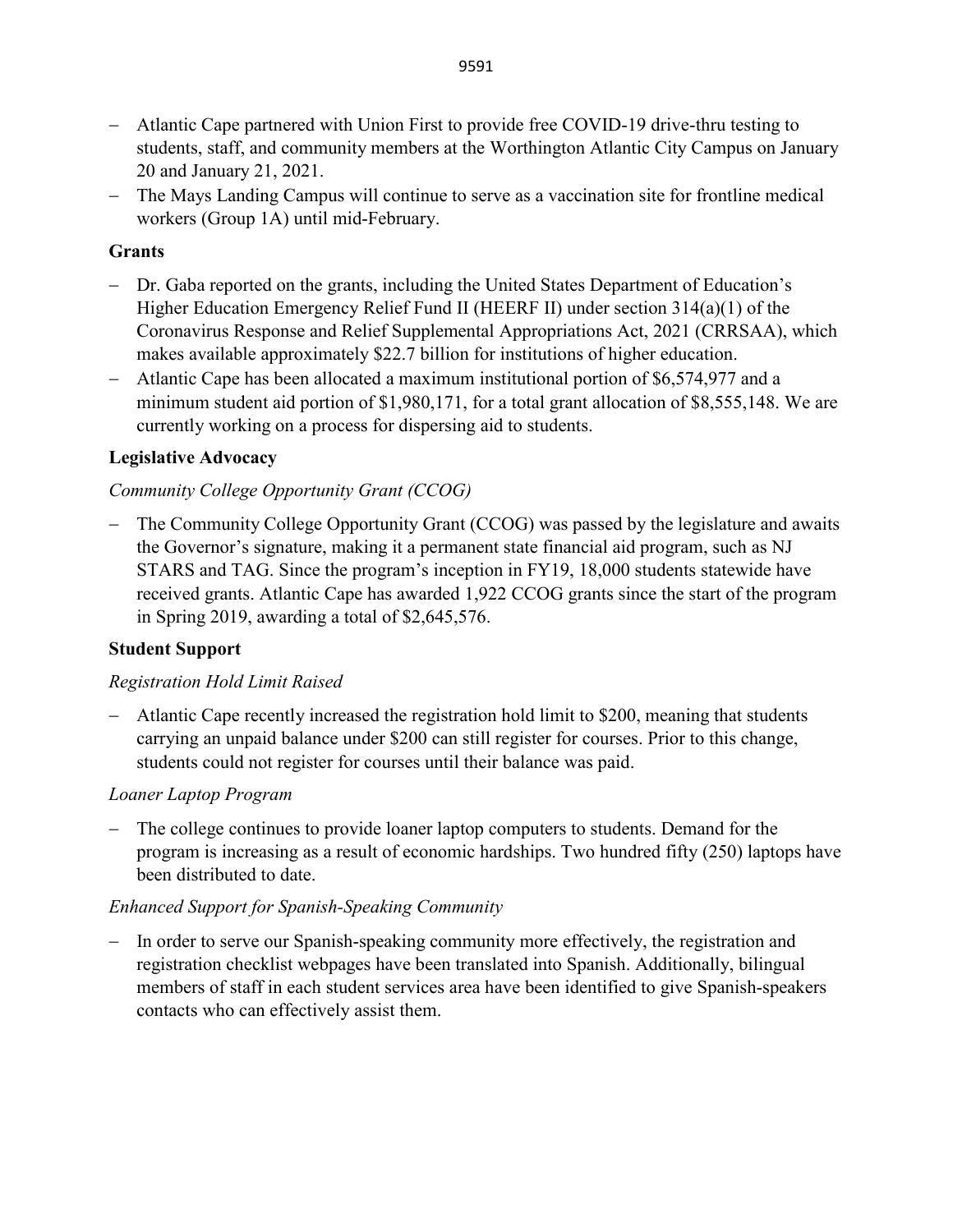- Atlantic Cape partnered with Union First to provide free COVID-19 drive-thru testing to students, staff, and community members at the Worthington Atlantic City Campus on January 20 and January 21, 2021.
- The Mays Landing Campus will continue to serve as a vaccination site for frontline medical workers (Group 1A) until mid-February.

**Grants**

- Dr. Gaba reported on the grants, including the United States Department of Education's Higher Education Emergency Relief Fund II (HEERF II) under section 314(a)(1) of the Coronavirus Response and Relief Supplemental Appropriations Act, 2021 (CRRSAA), which makes available approximately $22.7 billion for institutions of higher education.
- Atlantic Cape has been allocated a maximum institutional portion of $6,574,977 and a minimum student aid portion of $1,980,171, for a total grant allocation of $8,555,148. We are currently working on a process for dispersing aid to students.

**Legislative Advocacy**

*Community College Opportunity Grant (CCOG)*

- The Community College Opportunity Grant (CCOG) was passed by the legislature and awaits the Governor's signature, making it a permanent state financial aid program, such as NJ STARS and TAG. Since the program's inception in FY19, 18,000 students statewide have received grants. Atlantic Cape has awarded 1,922 CCOG grants since the start of the program in Spring 2019, awarding a total of $2,645,576.

**Student Support**

*Registration Hold Limit Raised*

- Atlantic Cape recently increased the registration hold limit to $200, meaning that students carrying an unpaid balance under $200 can still register for courses. Prior to this change, students could not register for courses until their balance was paid.

*Loaner Laptop Program*

- The college continues to provide loaner laptop computers to students. Demand for the program is increasing as a result of economic hardships. Two hundred fifty (250) laptops have been distributed to date.

*Enhanced Support for Spanish-Speaking Community*

- In order to serve our Spanish-speaking community more effectively, the registration and registration checklist webpages have been translated into Spanish. Additionally, bilingual members of staff in each student services area have been identified to give Spanish-speakers contacts who can effectively assist them.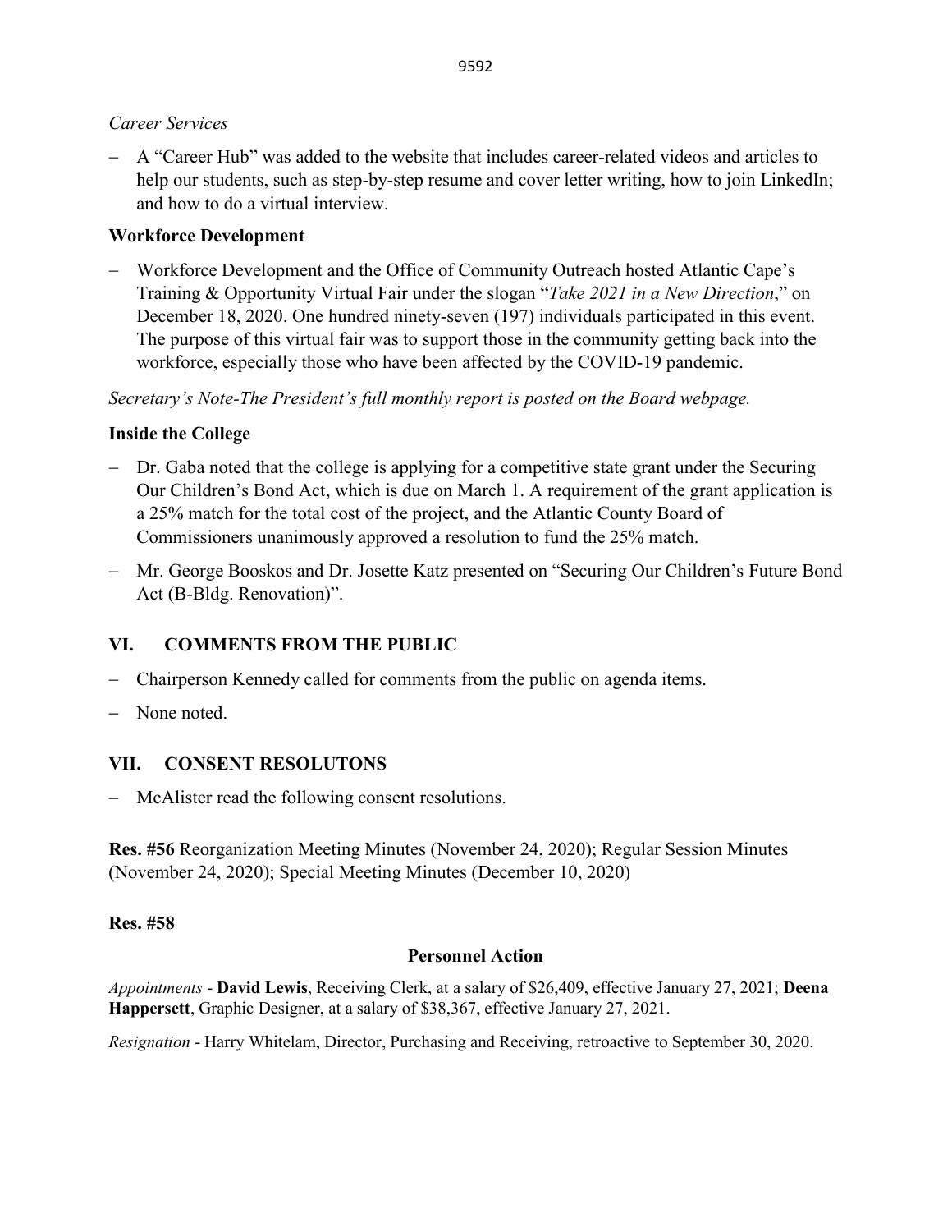*Career Services*

– A "Career Hub" was added to the website that includes career-related videos and articles to help our students, such as step-by-step resume and cover letter writing, how to join LinkedIn; and how to do a virtual interview.

**Workforce Development**

– Workforce Development and the Office of Community Outreach hosted Atlantic Cape's Training & Opportunity Virtual Fair under the slogan "*Take 2021 in a New Direction*," on December 18, 2020. One hundred ninety-seven (197) individuals participated in this event. The purpose of this virtual fair was to support those in the community getting back into the workforce, especially those who have been affected by the COVID-19 pandemic.

*Secretary's Note-The President's full monthly report is posted on the Board webpage.*

**Inside the College**

– Dr. Gaba noted that the college is applying for a competitive state grant under the Securing Our Children's Bond Act, which is due on March 1. A requirement of the grant application is a 25% match for the total cost of the project, and the Atlantic County Board of Commissioners unanimously approved a resolution to fund the 25% match.

– Mr. George Booskos and Dr. Josette Katz presented on "Securing Our Children's Future Bond Act (B-Bldg. Renovation)".

## VI. COMMENTS FROM THE PUBLIC

– Chairperson Kennedy called for comments from the public on agenda items.

– None noted.

## VII. CONSENT RESOLUTONS

– McAlister read the following consent resolutions.

**Res. #56** Reorganization Meeting Minutes (November 24, 2020); Regular Session Minutes (November 24, 2020); Special Meeting Minutes (December 10, 2020)

**Res. #58**

**Personnel Action**

*Appointments* - **David Lewis**, Receiving Clerk, at a salary of $26,409, effective January 27, 2021; **Deena Happersett**, Graphic Designer, at a salary of $38,367, effective January 27, 2021.

*Resignation* - Harry Whitelam, Director, Purchasing and Receiving, retroactive to September 30, 2020.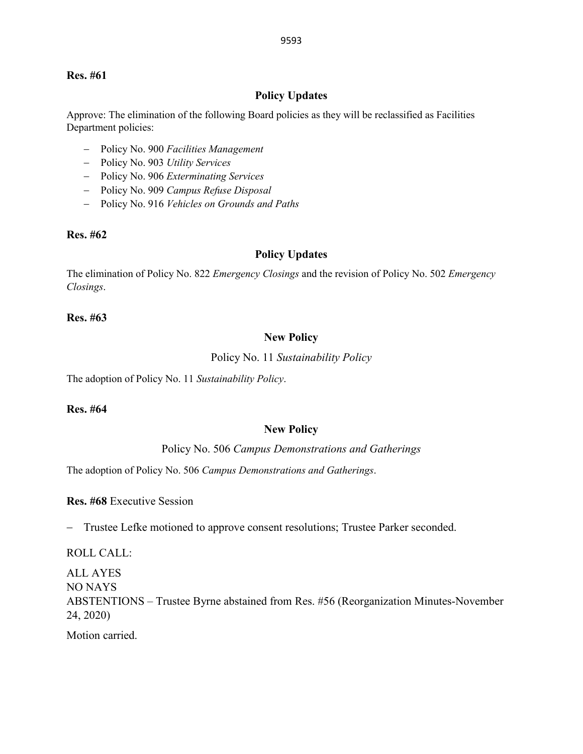**Res. #61**

**Policy Updates**

Approve: The elimination of the following Board policies as they will be reclassified as Facilities Department policies:

- Policy No. 900 *Facilities Management*
- Policy No. 903 *Utility Services*
- Policy No. 906 *Exterminating Services*
- Policy No. 909 *Campus Refuse Disposal*
- Policy No. 916 *Vehicles on Grounds and Paths*

**Res. #62**

**Policy Updates**

The elimination of Policy No. 822 *Emergency Closings* and the revision of Policy No. 502 *Emergency Closings*.

**Res. #63**

**New Policy**

Policy No. 11 *Sustainability Policy*

The adoption of Policy No. 11 *Sustainability Policy*.

**Res. #64**

**New Policy**

Policy No. 506 *Campus Demonstrations and Gatherings*

The adoption of Policy No. 506 *Campus Demonstrations and Gatherings*.

**Res. #68** Executive Session

- Trustee Lefke motioned to approve consent resolutions; Trustee Parker seconded.

ROLL CALL:

ALL AYES
NO NAYS
ABSTENTIONS – Trustee Byrne abstained from Res. #56 (Reorganization Minutes-November 24, 2020)

Motion carried.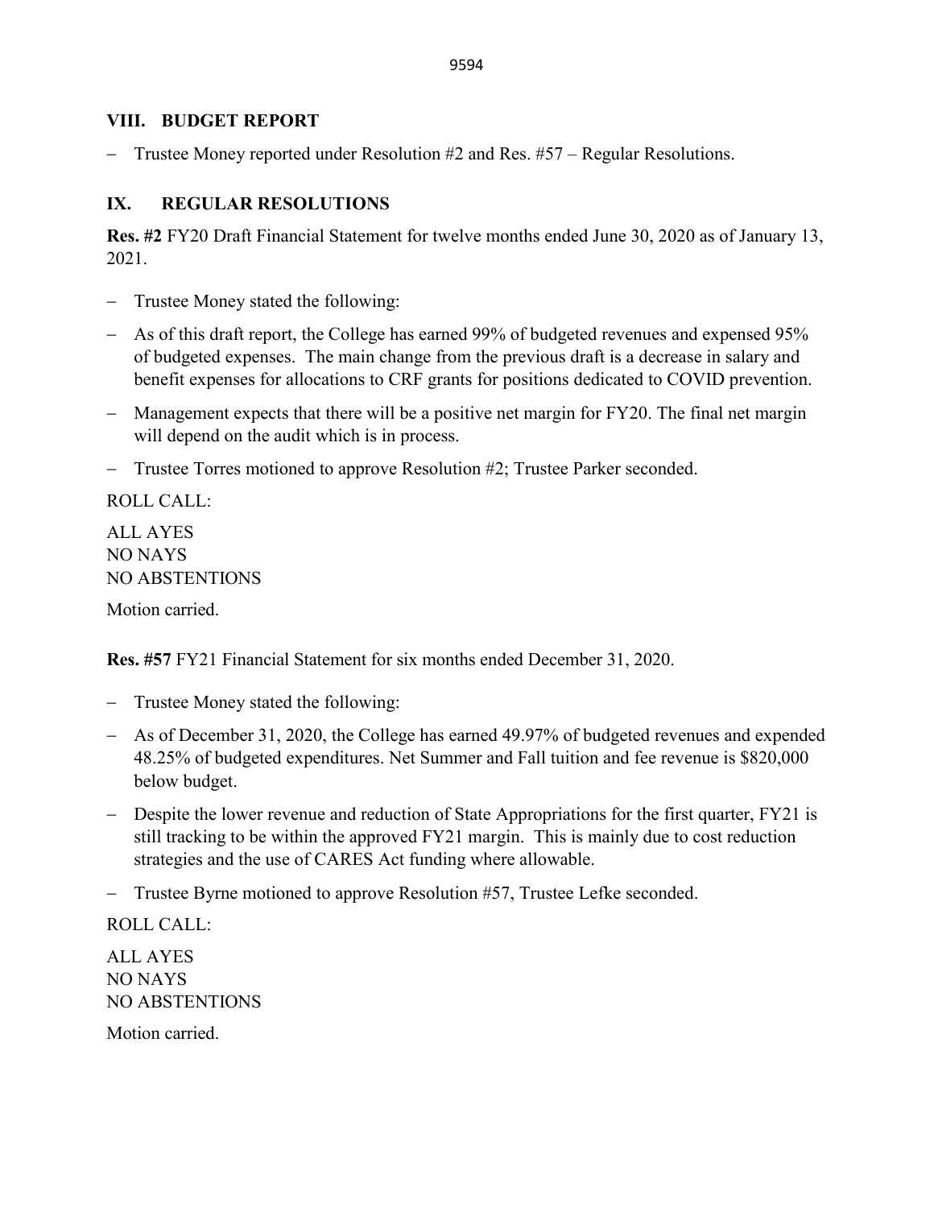## VIII. BUDGET REPORT

- Trustee Money reported under Resolution #2 and Res. #57 – Regular Resolutions.

## IX. REGULAR RESOLUTIONS

**Res. #2** FY20 Draft Financial Statement for twelve months ended June 30, 2020 as of January 13, 2021.

- Trustee Money stated the following:
- As of this draft report, the College has earned 99% of budgeted revenues and expensed 95% of budgeted expenses. The main change from the previous draft is a decrease in salary and benefit expenses for allocations to CRF grants for positions dedicated to COVID prevention.
- Management expects that there will be a positive net margin for FY20. The final net margin will depend on the audit which is in process.
- Trustee Torres motioned to approve Resolution #2; Trustee Parker seconded.

ROLL CALL:

ALL AYES
NO NAYS
NO ABSTENTIONS

Motion carried.

**Res. #57** FY21 Financial Statement for six months ended December 31, 2020.

- Trustee Money stated the following:
- As of December 31, 2020, the College has earned 49.97% of budgeted revenues and expended 48.25% of budgeted expenditures. Net Summer and Fall tuition and fee revenue is $820,000 below budget.
- Despite the lower revenue and reduction of State Appropriations for the first quarter, FY21 is still tracking to be within the approved FY21 margin. This is mainly due to cost reduction strategies and the use of CARES Act funding where allowable.
- Trustee Byrne motioned to approve Resolution #57, Trustee Lefke seconded.

ROLL CALL:

ALL AYES
NO NAYS
NO ABSTENTIONS

Motion carried.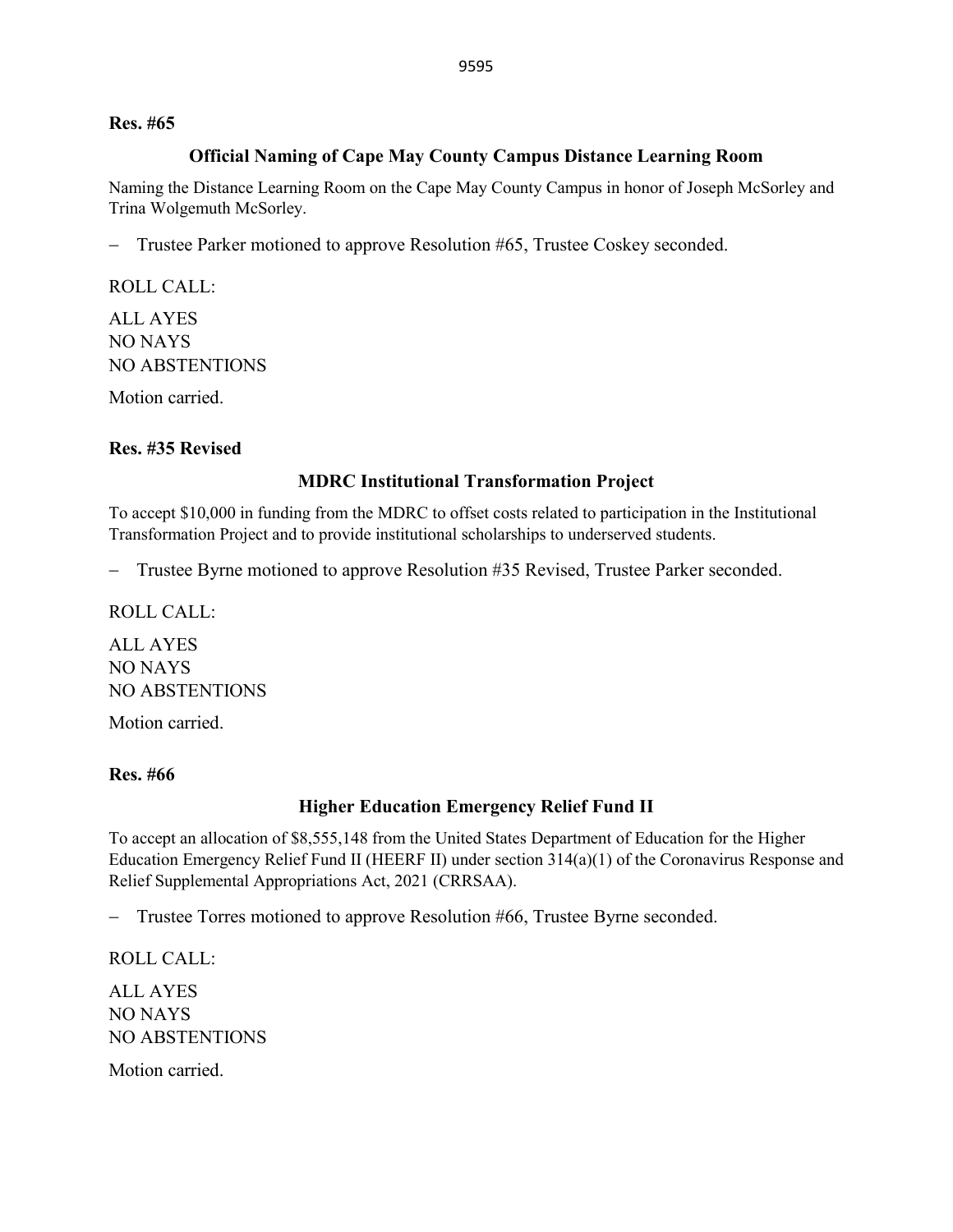**Res. #65**

**Official Naming of Cape May County Campus Distance Learning Room**

Naming the Distance Learning Room on the Cape May County Campus in honor of Joseph McSorley and Trina Wolgemuth McSorley.

- Trustee Parker motioned to approve Resolution #65, Trustee Coskey seconded.

ROLL CALL:

ALL AYES
NO NAYS
NO ABSTENTIONS

Motion carried.

**Res. #35 Revised**

**MDRC Institutional Transformation Project**

To accept $10,000 in funding from the MDRC to offset costs related to participation in the Institutional Transformation Project and to provide institutional scholarships to underserved students.

- Trustee Byrne motioned to approve Resolution #35 Revised, Trustee Parker seconded.

ROLL CALL:

ALL AYES
NO NAYS
NO ABSTENTIONS

Motion carried.

**Res. #66**

**Higher Education Emergency Relief Fund II**

To accept an allocation of $8,555,148 from the United States Department of Education for the Higher Education Emergency Relief Fund II (HEERF II) under section 314(a)(1) of the Coronavirus Response and Relief Supplemental Appropriations Act, 2021 (CRRSAA).

- Trustee Torres motioned to approve Resolution #66, Trustee Byrne seconded.

ROLL CALL:

ALL AYES
NO NAYS
NO ABSTENTIONS

Motion carried.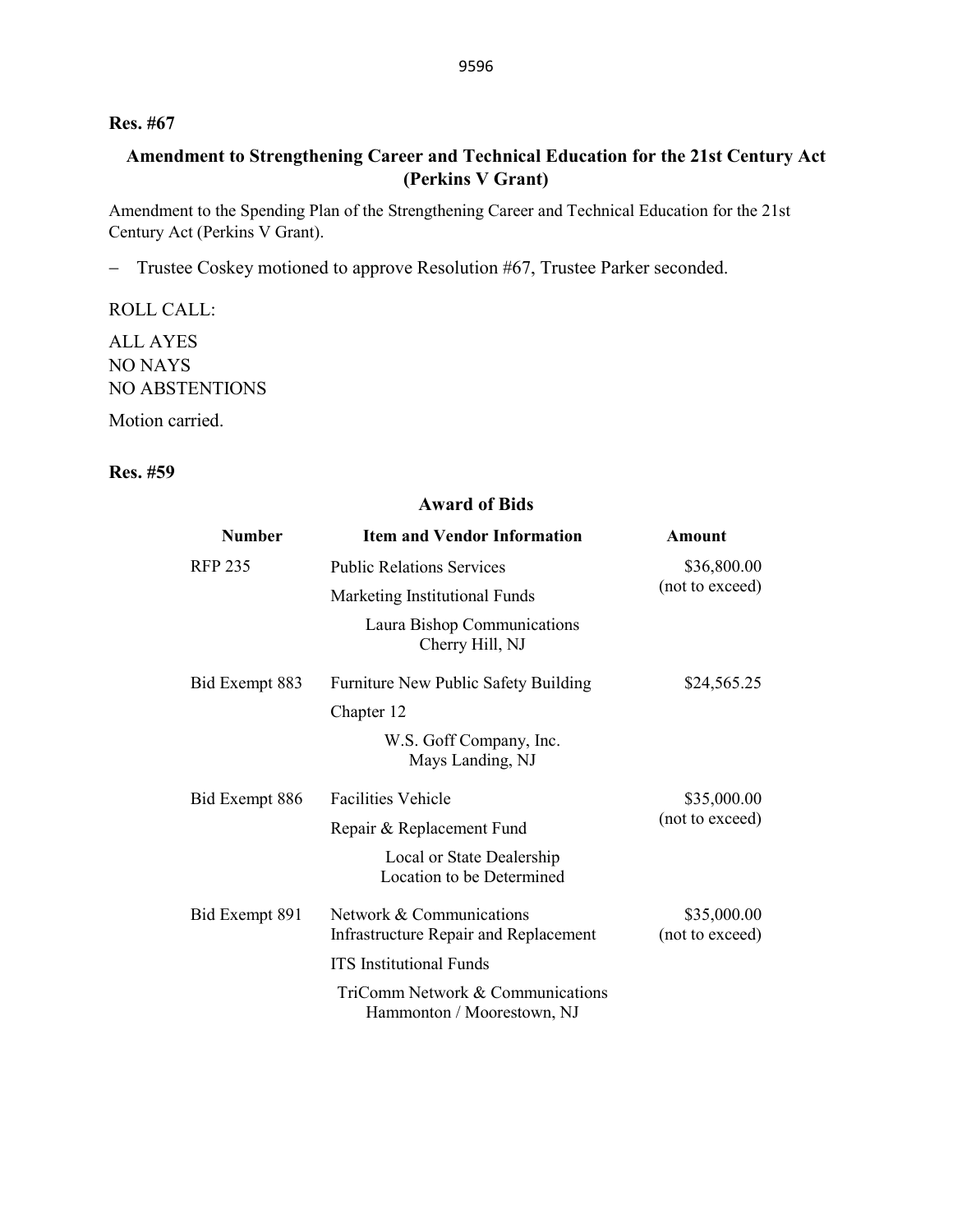**Res. #67**

**Amendment to Strengthening Career and Technical Education for the 21st Century Act (Perkins V Grant)**

Amendment to the Spending Plan of the Strengthening Career and Technical Education for the 21st Century Act (Perkins V Grant).

– Trustee Coskey motioned to approve Resolution #67, Trustee Parker seconded.

ROLL CALL:

ALL AYES
NO NAYS
NO ABSTENTIONS

Motion carried.

**Res. #59**

**Award of Bids**

| Number | Item and Vendor Information | Amount |
|---|---|---|
| RFP 235 | Public Relations Services<br>Marketing Institutional Funds<br>Laura Bishop Communications<br>Cherry Hill, NJ | $36,800.00<br>(not to exceed) |
| Bid Exempt 883 | Furniture New Public Safety Building<br>Chapter 12<br>W.S. Goff Company, Inc.<br>Mays Landing, NJ | $24,565.25 |
| Bid Exempt 886 | Facilities Vehicle<br>Repair & Replacement Fund<br>Local or State Dealership<br>Location to be Determined | $35,000.00<br>(not to exceed) |
| Bid Exempt 891 | Network & Communications Infrastructure Repair and Replacement<br>ITS Institutional Funds<br>TriComm Network & Communications<br>Hammonton / Moorestown, NJ | $35,000.00<br>(not to exceed) |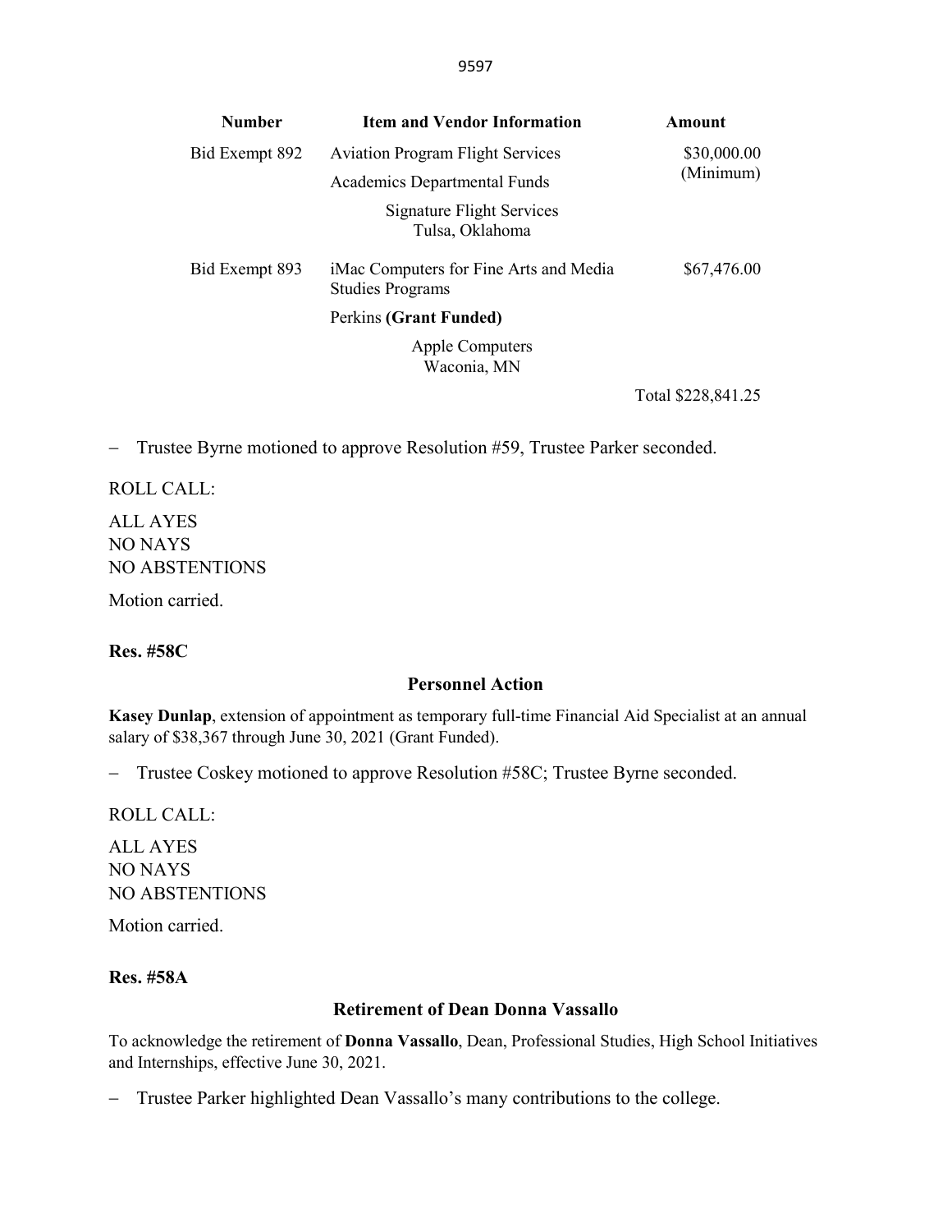| Number | Item and Vendor Information | Amount |
|---|---|---|
| Bid Exempt 892 | Aviation Program Flight Services<br>Academics Departmental Funds<br>Signature Flight Services<br>Tulsa, Oklahoma | \$30,000.00<br>(Minimum) |
| Bid Exempt 893 | iMac Computers for Fine Arts and Media Studies Programs<br>Perkins **(Grant Funded)**<br>Apple Computers<br>Waconia, MN | \$67,476.00 |
| | | Total \$228,841.25 |

– Trustee Byrne motioned to approve Resolution #59, Trustee Parker seconded.

ROLL CALL:

ALL AYES
NO NAYS
NO ABSTENTIONS

Motion carried.

**Res. #58C**

### Personnel Action

**Kasey Dunlap**, extension of appointment as temporary full-time Financial Aid Specialist at an annual salary of \$38,367 through June 30, 2021 (Grant Funded).

– Trustee Coskey motioned to approve Resolution #58C; Trustee Byrne seconded.

ROLL CALL:

ALL AYES
NO NAYS
NO ABSTENTIONS

Motion carried.

**Res. #58A**

### Retirement of Dean Donna Vassallo

To acknowledge the retirement of **Donna Vassallo**, Dean, Professional Studies, High School Initiatives and Internships, effective June 30, 2021.

– Trustee Parker highlighted Dean Vassallo's many contributions to the college.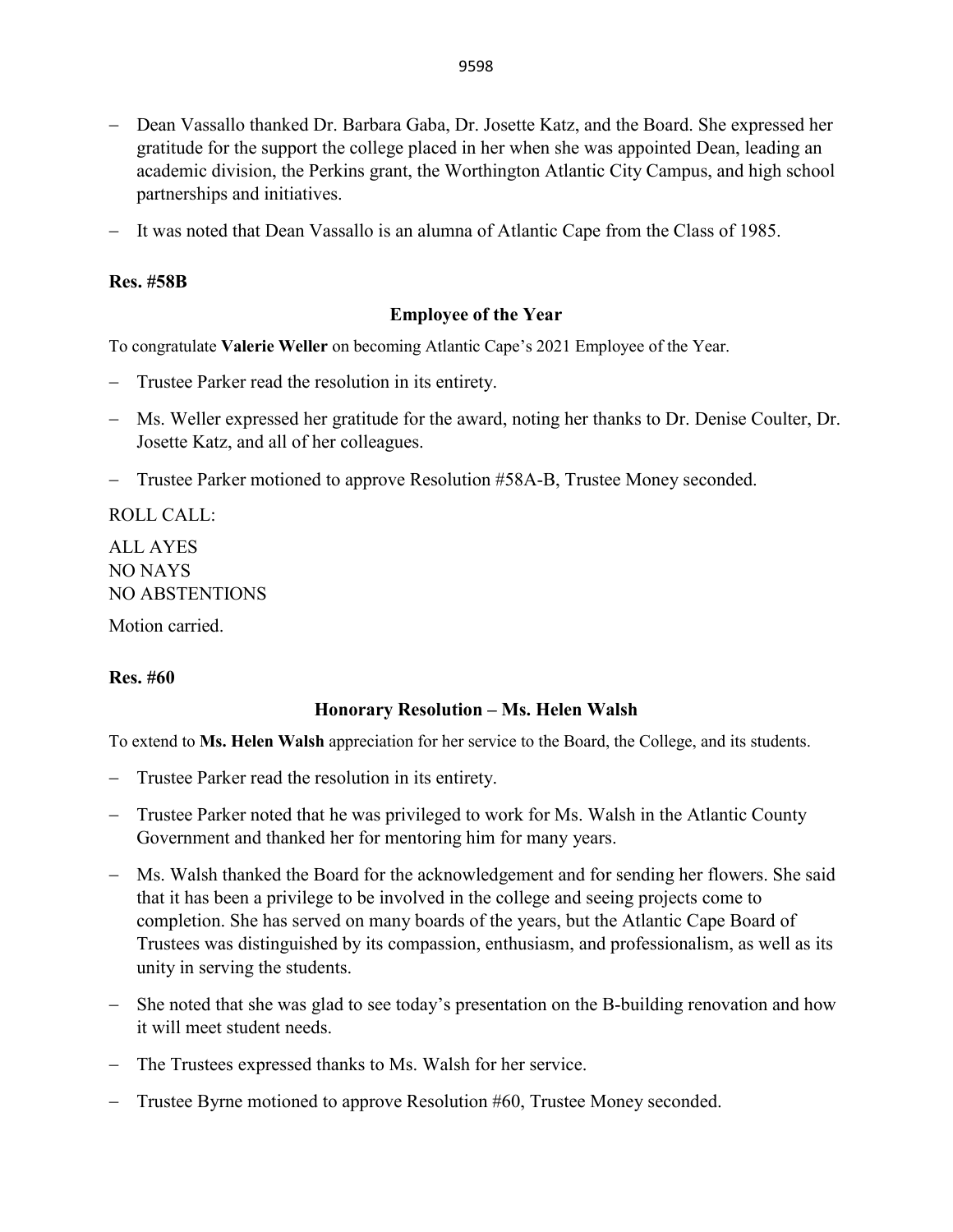- Dean Vassallo thanked Dr. Barbara Gaba, Dr. Josette Katz, and the Board. She expressed her gratitude for the support the college placed in her when she was appointed Dean, leading an academic division, the Perkins grant, the Worthington Atlantic City Campus, and high school partnerships and initiatives.
- It was noted that Dean Vassallo is an alumna of Atlantic Cape from the Class of 1985.

**Res. #58B**

**Employee of the Year**

To congratulate **Valerie Weller** on becoming Atlantic Cape's 2021 Employee of the Year.

- Trustee Parker read the resolution in its entirety.
- Ms. Weller expressed her gratitude for the award, noting her thanks to Dr. Denise Coulter, Dr. Josette Katz, and all of her colleagues.
- Trustee Parker motioned to approve Resolution #58A-B, Trustee Money seconded.

ROLL CALL:

ALL AYES
NO NAYS
NO ABSTENTIONS

Motion carried.

**Res. #60**

**Honorary Resolution – Ms. Helen Walsh**

To extend to **Ms. Helen Walsh** appreciation for her service to the Board, the College, and its students.

- Trustee Parker read the resolution in its entirety.
- Trustee Parker noted that he was privileged to work for Ms. Walsh in the Atlantic County Government and thanked her for mentoring him for many years.
- Ms. Walsh thanked the Board for the acknowledgement and for sending her flowers. She said that it has been a privilege to be involved in the college and seeing projects come to completion. She has served on many boards of the years, but the Atlantic Cape Board of Trustees was distinguished by its compassion, enthusiasm, and professionalism, as well as its unity in serving the students.
- She noted that she was glad to see today's presentation on the B-building renovation and how it will meet student needs.
- The Trustees expressed thanks to Ms. Walsh for her service.
- Trustee Byrne motioned to approve Resolution #60, Trustee Money seconded.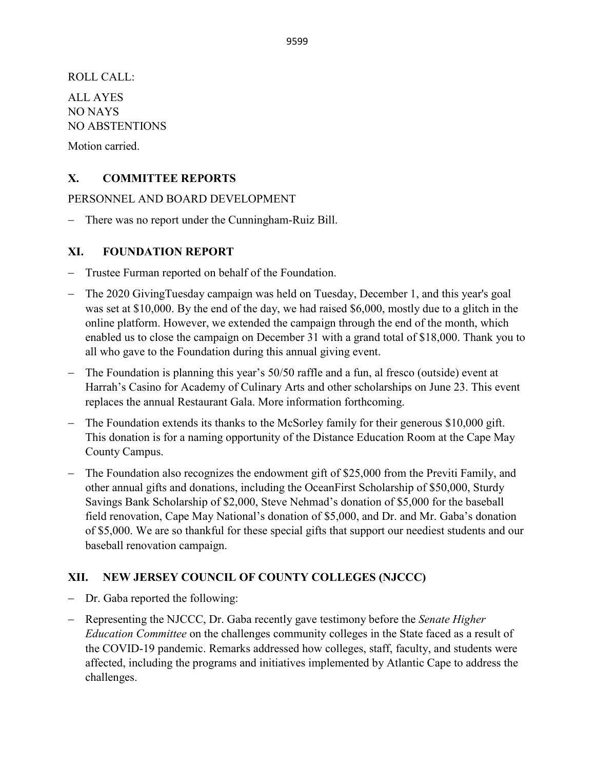ROLL CALL:

ALL AYES
NO NAYS
NO ABSTENTIONS

Motion carried.

## X. COMMITTEE REPORTS

PERSONNEL AND BOARD DEVELOPMENT

- There was no report under the Cunningham-Ruiz Bill.

## XI. FOUNDATION REPORT

- Trustee Furman reported on behalf of the Foundation.
- The 2020 GivingTuesday campaign was held on Tuesday, December 1, and this year's goal was set at $10,000. By the end of the day, we had raised $6,000, mostly due to a glitch in the online platform. However, we extended the campaign through the end of the month, which enabled us to close the campaign on December 31 with a grand total of $18,000. Thank you to all who gave to the Foundation during this annual giving event.
- The Foundation is planning this year's 50/50 raffle and a fun, al fresco (outside) event at Harrah's Casino for Academy of Culinary Arts and other scholarships on June 23. This event replaces the annual Restaurant Gala. More information forthcoming.
- The Foundation extends its thanks to the McSorley family for their generous $10,000 gift. This donation is for a naming opportunity of the Distance Education Room at the Cape May County Campus.
- The Foundation also recognizes the endowment gift of $25,000 from the Previti Family, and other annual gifts and donations, including the OceanFirst Scholarship of $50,000, Sturdy Savings Bank Scholarship of $2,000, Steve Nehmad's donation of $5,000 for the baseball field renovation, Cape May National's donation of $5,000, and Dr. and Mr. Gaba's donation of $5,000. We are so thankful for these special gifts that support our neediest students and our baseball renovation campaign.

## XII. NEW JERSEY COUNCIL OF COUNTY COLLEGES (NJCCC)

- Dr. Gaba reported the following:
- Representing the NJCCC, Dr. Gaba recently gave testimony before the *Senate Higher Education Committee* on the challenges community colleges in the State faced as a result of the COVID-19 pandemic. Remarks addressed how colleges, staff, faculty, and students were affected, including the programs and initiatives implemented by Atlantic Cape to address the challenges.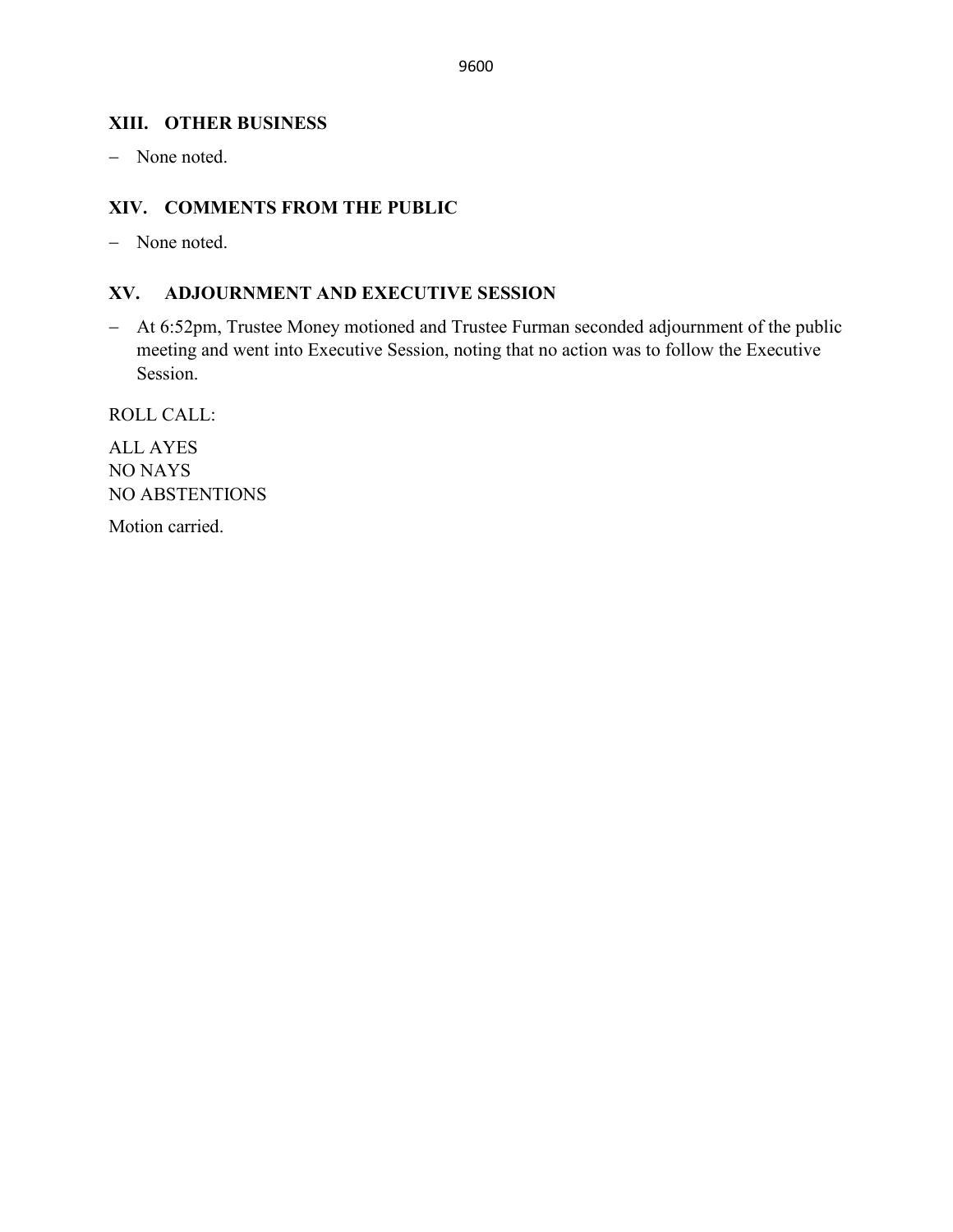## XIII. OTHER BUSINESS

- None noted.

## XIV. COMMENTS FROM THE PUBLIC

- None noted.

## XV. ADJOURNMENT AND EXECUTIVE SESSION

- At 6:52pm, Trustee Money motioned and Trustee Furman seconded adjournment of the public meeting and went into Executive Session, noting that no action was to follow the Executive Session.

ROLL CALL:

ALL AYES
NO NAYS
NO ABSTENTIONS

Motion carried.